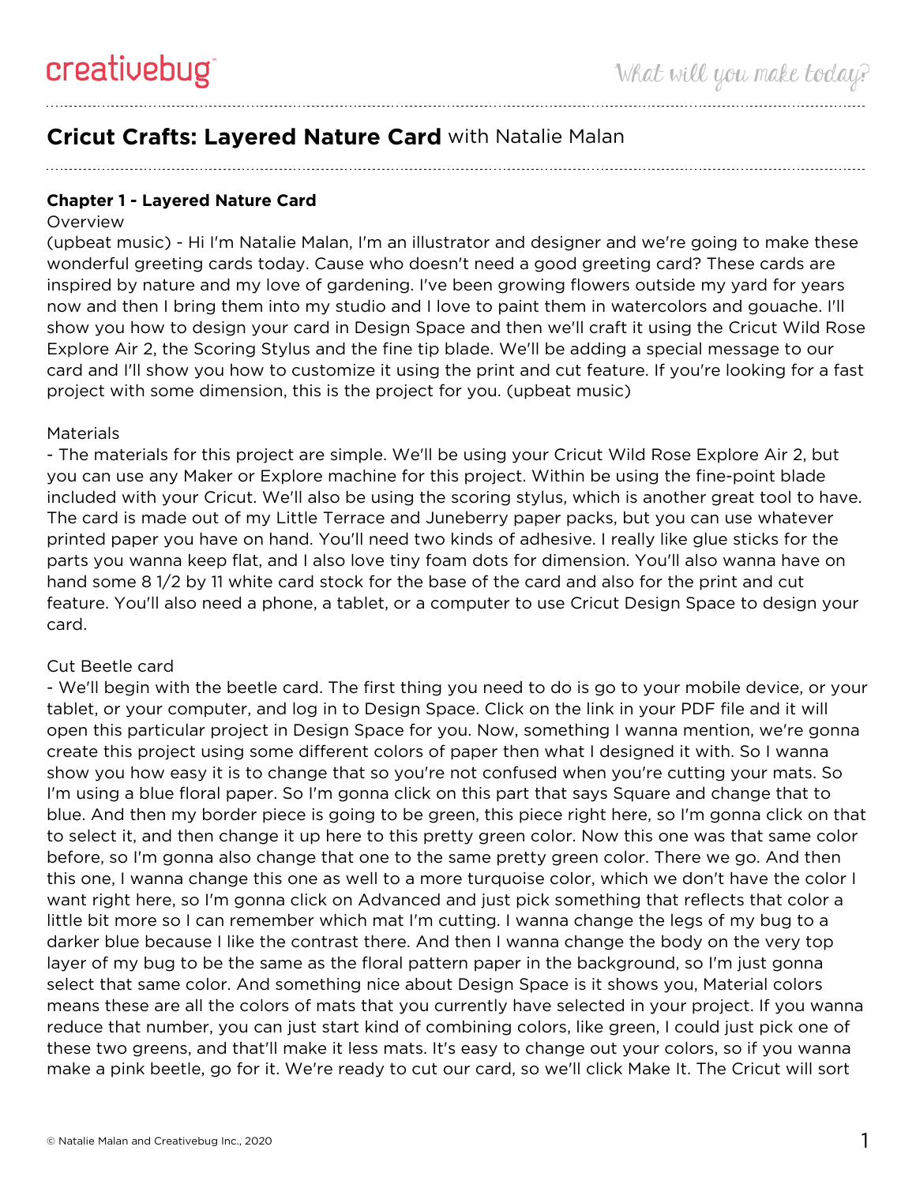# Cricut Crafts: Layered Nature Card with Natalie Malan

## Chapter 1 - Layered Nature Card

### Overview

(upbeat music) - Hi I'm Natalie Malan, I'm an illustrator and designer and we're going to make these wonderful greeting cards today. Cause who doesn't need a good greeting card? These cards are inspired by nature and my love of gardening. I've been growing flowers outside my yard for years now and then I bring them into my studio and I love to paint them in watercolors and gouache. I'll show you how to design your card in Design Space and then we'll craft it using the Cricut Wild Rose Explore Air 2, the Scoring Stylus and the fine tip blade. We'll be adding a special message to our card and I'll show you how to customize it using the print and cut feature. If you're looking for a fast project with some dimension, this is the project for you. (upbeat music)

### Materials

- The materials for this project are simple. We'll be using your Cricut Wild Rose Explore Air 2, but you can use any Maker or Explore machine for this project. Within be using the fine-point blade included with your Cricut. We'll also be using the scoring stylus, which is another great tool to have. The card is made out of my Little Terrace and Juneberry paper packs, but you can use whatever printed paper you have on hand. You'll need two kinds of adhesive. I really like glue sticks for the parts you wanna keep flat, and I also love tiny foam dots for dimension. You'll also wanna have on hand some 8 1/2 by 11 white card stock for the base of the card and also for the print and cut feature. You'll also need a phone, a tablet, or a computer to use Cricut Design Space to design your card.

### Cut Beetle card

- We'll begin with the beetle card. The first thing you need to do is go to your mobile device, or your tablet, or your computer, and log in to Design Space. Click on the link in your PDF file and it will open this particular project in Design Space for you. Now, something I wanna mention, we're gonna create this project using some different colors of paper then what I designed it with. So I wanna show you how easy it is to change that so you're not confused when you're cutting your mats. So I'm using a blue floral paper. So I'm gonna click on this part that says Square and change that to blue. And then my border piece is going to be green, this piece right here, so I'm gonna click on that to select it, and then change it up here to this pretty green color. Now this one was that same color before, so I'm gonna also change that one to the same pretty green color. There we go. And then this one, I wanna change this one as well to a more turquoise color, which we don't have the color I want right here, so I'm gonna click on Advanced and just pick something that reflects that color a little bit more so I can remember which mat I'm cutting. I wanna change the legs of my bug to a darker blue because I like the contrast there. And then I wanna change the body on the very top layer of my bug to be the same as the floral pattern paper in the background, so I'm just gonna select that same color. And something nice about Design Space is it shows you, Material colors means these are all the colors of mats that you currently have selected in your project. If you wanna reduce that number, you can just start kind of combining colors, like green, I could just pick one of these two greens, and that'll make it less mats. It's easy to change out your colors, so if you wanna make a pink beetle, go for it. We're ready to cut our card, so we'll click Make It. The Cricut will sort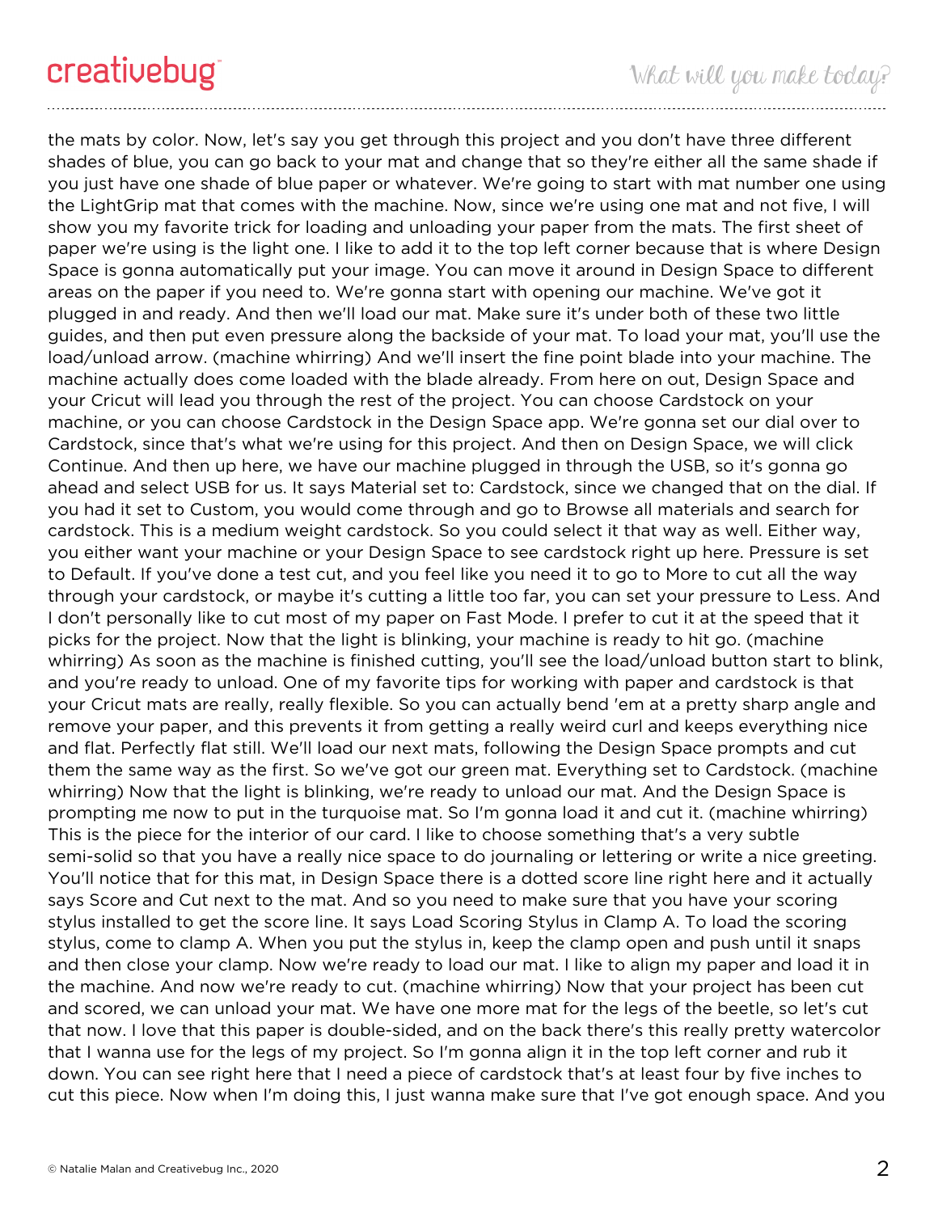the mats by color. Now, let's say you get through this project and you don't have three different shades of blue, you can go back to your mat and change that so they're either all the same shade if you just have one shade of blue paper or whatever. We're going to start with mat number one using the LightGrip mat that comes with the machine. Now, since we're using one mat and not five, I will show you my favorite trick for loading and unloading your paper from the mats. The first sheet of paper we're using is the light one. I like to add it to the top left corner because that is where Design Space is gonna automatically put your image. You can move it around in Design Space to different areas on the paper if you need to. We're gonna start with opening our machine. We've got it plugged in and ready. And then we'll load our mat. Make sure it's under both of these two little guides, and then put even pressure along the backside of your mat. To load your mat, you'll use the load/unload arrow. (machine whirring) And we'll insert the fine point blade into your machine. The machine actually does come loaded with the blade already. From here on out, Design Space and your Cricut will lead you through the rest of the project. You can choose Cardstock on your machine, or you can choose Cardstock in the Design Space app. We're gonna set our dial over to Cardstock, since that's what we're using for this project. And then on Design Space, we will click Continue. And then up here, we have our machine plugged in through the USB, so it's gonna go ahead and select USB for us. It says Material set to: Cardstock, since we changed that on the dial. If you had it set to Custom, you would come through and go to Browse all materials and search for cardstock. This is a medium weight cardstock. So you could select it that way as well. Either way, you either want your machine or your Design Space to see cardstock right up here. Pressure is set to Default. If you've done a test cut, and you feel like you need it to go to More to cut all the way through your cardstock, or maybe it's cutting a little too far, you can set your pressure to Less. And I don't personally like to cut most of my paper on Fast Mode. I prefer to cut it at the speed that it picks for the project. Now that the light is blinking, your machine is ready to hit go. (machine whirring) As soon as the machine is finished cutting, you'll see the load/unload button start to blink, and you're ready to unload. One of my favorite tips for working with paper and cardstock is that your Cricut mats are really, really flexible. So you can actually bend 'em at a pretty sharp angle and remove your paper, and this prevents it from getting a really weird curl and keeps everything nice and flat. Perfectly flat still. We'll load our next mats, following the Design Space prompts and cut them the same way as the first. So we've got our green mat. Everything set to Cardstock. (machine whirring) Now that the light is blinking, we're ready to unload our mat. And the Design Space is prompting me now to put in the turquoise mat. So I'm gonna load it and cut it. (machine whirring) This is the piece for the interior of our card. I like to choose something that's a very subtle semi-solid so that you have a really nice space to do journaling or lettering or write a nice greeting. You'll notice that for this mat, in Design Space there is a dotted score line right here and it actually says Score and Cut next to the mat. And so you need to make sure that you have your scoring stylus installed to get the score line. It says Load Scoring Stylus in Clamp A. To load the scoring stylus, come to clamp A. When you put the stylus in, keep the clamp open and push until it snaps and then close your clamp. Now we're ready to load our mat. I like to align my paper and load it in the machine. And now we're ready to cut. (machine whirring) Now that your project has been cut and scored, we can unload your mat. We have one more mat for the legs of the beetle, so let's cut that now. I love that this paper is double-sided, and on the back there's this really pretty watercolor that I wanna use for the legs of my project. So I'm gonna align it in the top left corner and rub it down. You can see right here that I need a piece of cardstock that's at least four by five inches to cut this piece. Now when I'm doing this, I just wanna make sure that I've got enough space. And you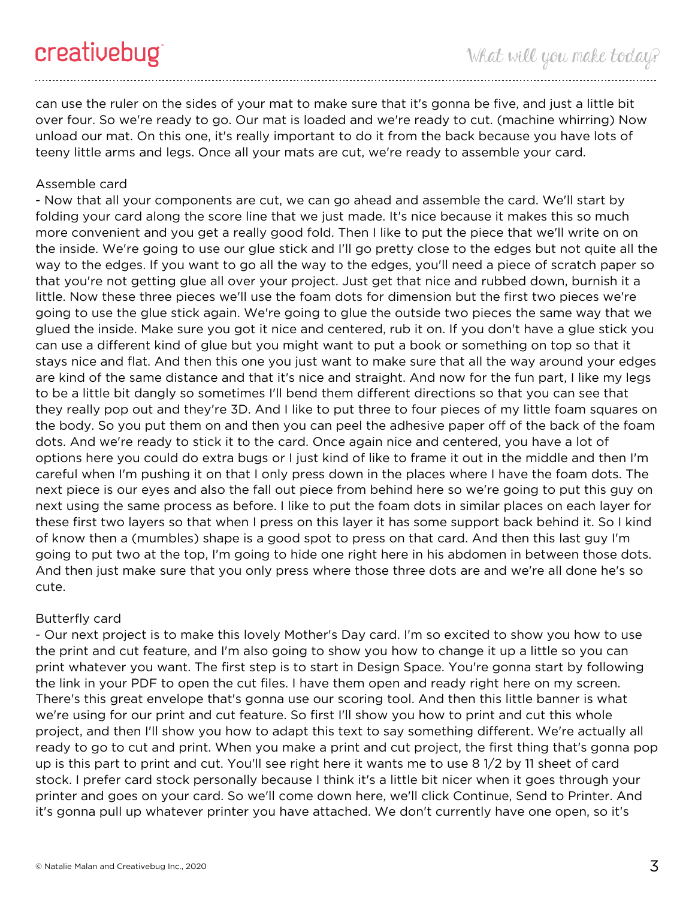can use the ruler on the sides of your mat to make sure that it's gonna be five, and just a little bit over four. So we're ready to go. Our mat is loaded and we're ready to cut. (machine whirring) Now unload our mat. On this one, it's really important to do it from the back because you have lots of teeny little arms and legs. Once all your mats are cut, we're ready to assemble your card.

Assemble card

- Now that all your components are cut, we can go ahead and assemble the card. We'll start by folding your card along the score line that we just made. It's nice because it makes this so much more convenient and you get a really good fold. Then I like to put the piece that we'll write on on the inside. We're going to use our glue stick and I'll go pretty close to the edges but not quite all the way to the edges. If you want to go all the way to the edges, you'll need a piece of scratch paper so that you're not getting glue all over your project. Just get that nice and rubbed down, burnish it a little. Now these three pieces we'll use the foam dots for dimension but the first two pieces we're going to use the glue stick again. We're going to glue the outside two pieces the same way that we glued the inside. Make sure you got it nice and centered, rub it on. If you don't have a glue stick you can use a different kind of glue but you might want to put a book or something on top so that it stays nice and flat. And then this one you just want to make sure that all the way around your edges are kind of the same distance and that it's nice and straight. And now for the fun part, I like my legs to be a little bit dangly so sometimes I'll bend them different directions so that you can see that they really pop out and they're 3D. And I like to put three to four pieces of my little foam squares on the body. So you put them on and then you can peel the adhesive paper off of the back of the foam dots. And we're ready to stick it to the card. Once again nice and centered, you have a lot of options here you could do extra bugs or I just kind of like to frame it out in the middle and then I'm careful when I'm pushing it on that I only press down in the places where I have the foam dots. The next piece is our eyes and also the fall out piece from behind here so we're going to put this guy on next using the same process as before. I like to put the foam dots in similar places on each layer for these first two layers so that when I press on this layer it has some support back behind it. So I kind of know then a (mumbles) shape is a good spot to press on that card. And then this last guy I'm going to put two at the top, I'm going to hide one right here in his abdomen in between those dots. And then just make sure that you only press where those three dots are and we're all done he's so cute.

Butterfly card

- Our next project is to make this lovely Mother's Day card. I'm so excited to show you how to use the print and cut feature, and I'm also going to show you how to change it up a little so you can print whatever you want. The first step is to start in Design Space. You're gonna start by following the link in your PDF to open the cut files. I have them open and ready right here on my screen. There's this great envelope that's gonna use our scoring tool. And then this little banner is what we're using for our print and cut feature. So first I'll show you how to print and cut this whole project, and then I'll show you how to adapt this text to say something different. We're actually all ready to go to cut and print. When you make a print and cut project, the first thing that's gonna pop up is this part to print and cut. You'll see right here it wants me to use 8 1/2 by 11 sheet of card stock. I prefer card stock personally because I think it's a little bit nicer when it goes through your printer and goes on your card. So we'll come down here, we'll click Continue, Send to Printer. And it's gonna pull up whatever printer you have attached. We don't currently have one open, so it's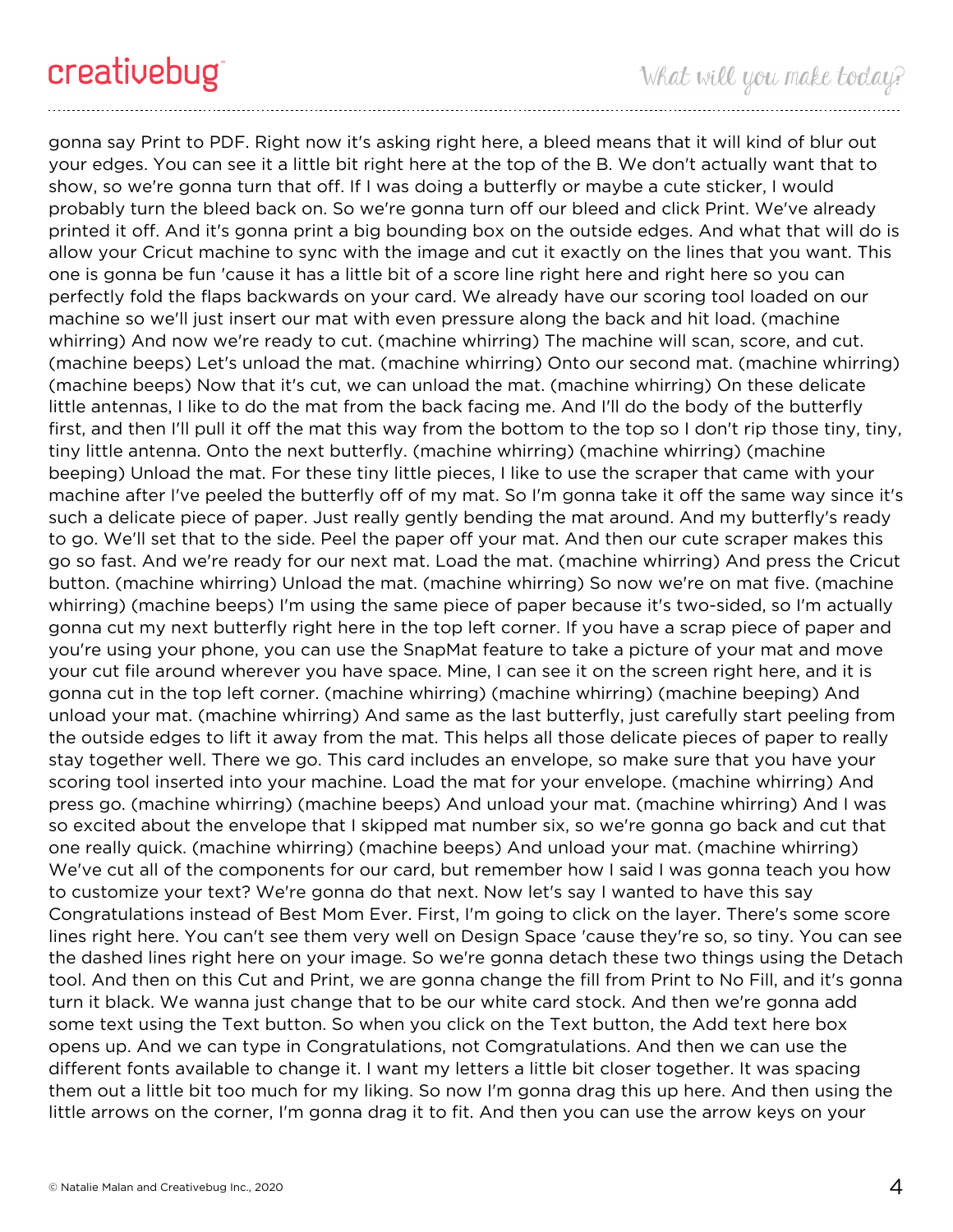gonna say Print to PDF. Right now it's asking right here, a bleed means that it will kind of blur out your edges. You can see it a little bit right here at the top of the B. We don't actually want that to show, so we're gonna turn that off. If I was doing a butterfly or maybe a cute sticker, I would probably turn the bleed back on. So we're gonna turn off our bleed and click Print. We've already printed it off. And it's gonna print a big bounding box on the outside edges. And what that will do is allow your Cricut machine to sync with the image and cut it exactly on the lines that you want. This one is gonna be fun 'cause it has a little bit of a score line right here and right here so you can perfectly fold the flaps backwards on your card. We already have our scoring tool loaded on our machine so we'll just insert our mat with even pressure along the back and hit load. (machine whirring) And now we're ready to cut. (machine whirring) The machine will scan, score, and cut. (machine beeps) Let's unload the mat. (machine whirring) Onto our second mat. (machine whirring) (machine beeps) Now that it's cut, we can unload the mat. (machine whirring) On these delicate little antennas, I like to do the mat from the back facing me. And I'll do the body of the butterfly first, and then I'll pull it off the mat this way from the bottom to the top so I don't rip those tiny, tiny, tiny little antenna. Onto the next butterfly. (machine whirring) (machine whirring) (machine beeping) Unload the mat. For these tiny little pieces, I like to use the scraper that came with your machine after I've peeled the butterfly off of my mat. So I'm gonna take it off the same way since it's such a delicate piece of paper. Just really gently bending the mat around. And my butterfly's ready to go. We'll set that to the side. Peel the paper off your mat. And then our cute scraper makes this go so fast. And we're ready for our next mat. Load the mat. (machine whirring) And press the Cricut button. (machine whirring) Unload the mat. (machine whirring) So now we're on mat five. (machine whirring) (machine beeps) I'm using the same piece of paper because it's two-sided, so I'm actually gonna cut my next butterfly right here in the top left corner. If you have a scrap piece of paper and you're using your phone, you can use the SnapMat feature to take a picture of your mat and move your cut file around wherever you have space. Mine, I can see it on the screen right here, and it is gonna cut in the top left corner. (machine whirring) (machine whirring) (machine beeping) And unload your mat. (machine whirring) And same as the last butterfly, just carefully start peeling from the outside edges to lift it away from the mat. This helps all those delicate pieces of paper to really stay together well. There we go. This card includes an envelope, so make sure that you have your scoring tool inserted into your machine. Load the mat for your envelope. (machine whirring) And press go. (machine whirring) (machine beeps) And unload your mat. (machine whirring) And I was so excited about the envelope that I skipped mat number six, so we're gonna go back and cut that one really quick. (machine whirring) (machine beeps) And unload your mat. (machine whirring) We've cut all of the components for our card, but remember how I said I was gonna teach you how to customize your text? We're gonna do that next. Now let's say I wanted to have this say Congratulations instead of Best Mom Ever. First, I'm going to click on the layer. There's some score lines right here. You can't see them very well on Design Space 'cause they're so, so tiny. You can see the dashed lines right here on your image. So we're gonna detach these two things using the Detach tool. And then on this Cut and Print, we are gonna change the fill from Print to No Fill, and it's gonna turn it black. We wanna just change that to be our white card stock. And then we're gonna add some text using the Text button. So when you click on the Text button, the Add text here box opens up. And we can type in Congratulations, not Comgratulations. And then we can use the different fonts available to change it. I want my letters a little bit closer together. It was spacing them out a little bit too much for my liking. So now I'm gonna drag this up here. And then using the little arrows on the corner, I'm gonna drag it to fit. And then you can use the arrow keys on your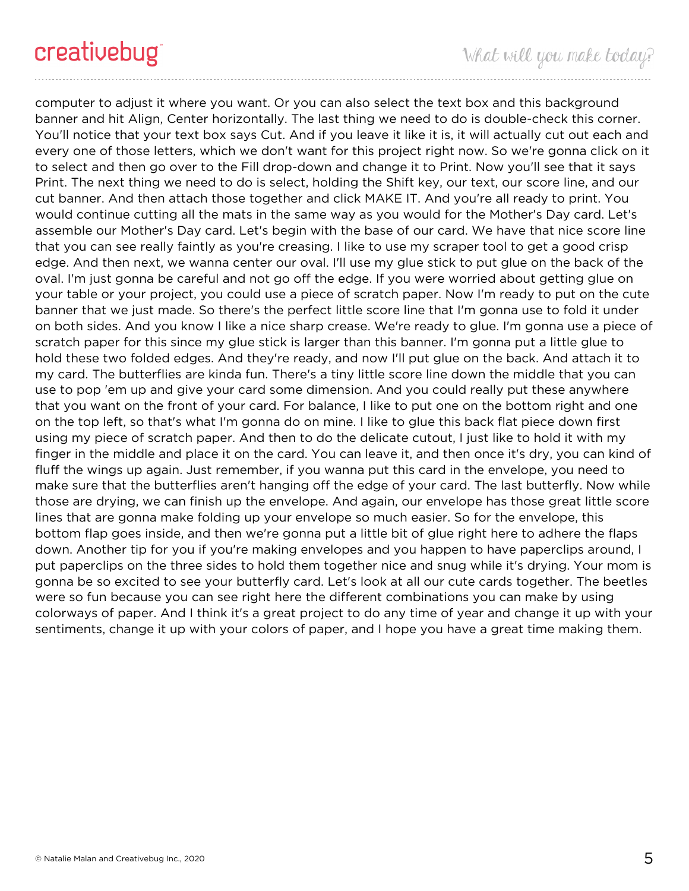computer to adjust it where you want. Or you can also select the text box and this background banner and hit Align, Center horizontally. The last thing we need to do is double-check this corner. You'll notice that your text box says Cut. And if you leave it like it is, it will actually cut out each and every one of those letters, which we don't want for this project right now. So we're gonna click on it to select and then go over to the Fill drop-down and change it to Print. Now you'll see that it says Print. The next thing we need to do is select, holding the Shift key, our text, our score line, and our cut banner. And then attach those together and click MAKE IT. And you're all ready to print. You would continue cutting all the mats in the same way as you would for the Mother's Day card. Let's assemble our Mother's Day card. Let's begin with the base of our card. We have that nice score line that you can see really faintly as you're creasing. I like to use my scraper tool to get a good crisp edge. And then next, we wanna center our oval. I'll use my glue stick to put glue on the back of the oval. I'm just gonna be careful and not go off the edge. If you were worried about getting glue on your table or your project, you could use a piece of scratch paper. Now I'm ready to put on the cute banner that we just made. So there's the perfect little score line that I'm gonna use to fold it under on both sides. And you know I like a nice sharp crease. We're ready to glue. I'm gonna use a piece of scratch paper for this since my glue stick is larger than this banner. I'm gonna put a little glue to hold these two folded edges. And they're ready, and now I'll put glue on the back. And attach it to my card. The butterflies are kinda fun. There's a tiny little score line down the middle that you can use to pop 'em up and give your card some dimension. And you could really put these anywhere that you want on the front of your card. For balance, I like to put one on the bottom right and one on the top left, so that's what I'm gonna do on mine. I like to glue this back flat piece down first using my piece of scratch paper. And then to do the delicate cutout, I just like to hold it with my finger in the middle and place it on the card. You can leave it, and then once it's dry, you can kind of fluff the wings up again. Just remember, if you wanna put this card in the envelope, you need to make sure that the butterflies aren't hanging off the edge of your card. The last butterfly. Now while those are drying, we can finish up the envelope. And again, our envelope has those great little score lines that are gonna make folding up your envelope so much easier. So for the envelope, this bottom flap goes inside, and then we're gonna put a little bit of glue right here to adhere the flaps down. Another tip for you if you're making envelopes and you happen to have paperclips around, I put paperclips on the three sides to hold them together nice and snug while it's drying. Your mom is gonna be so excited to see your butterfly card. Let's look at all our cute cards together. The beetles were so fun because you can see right here the different combinations you can make by using colorways of paper. And I think it's a great project to do any time of year and change it up with your sentiments, change it up with your colors of paper, and I hope you have a great time making them.